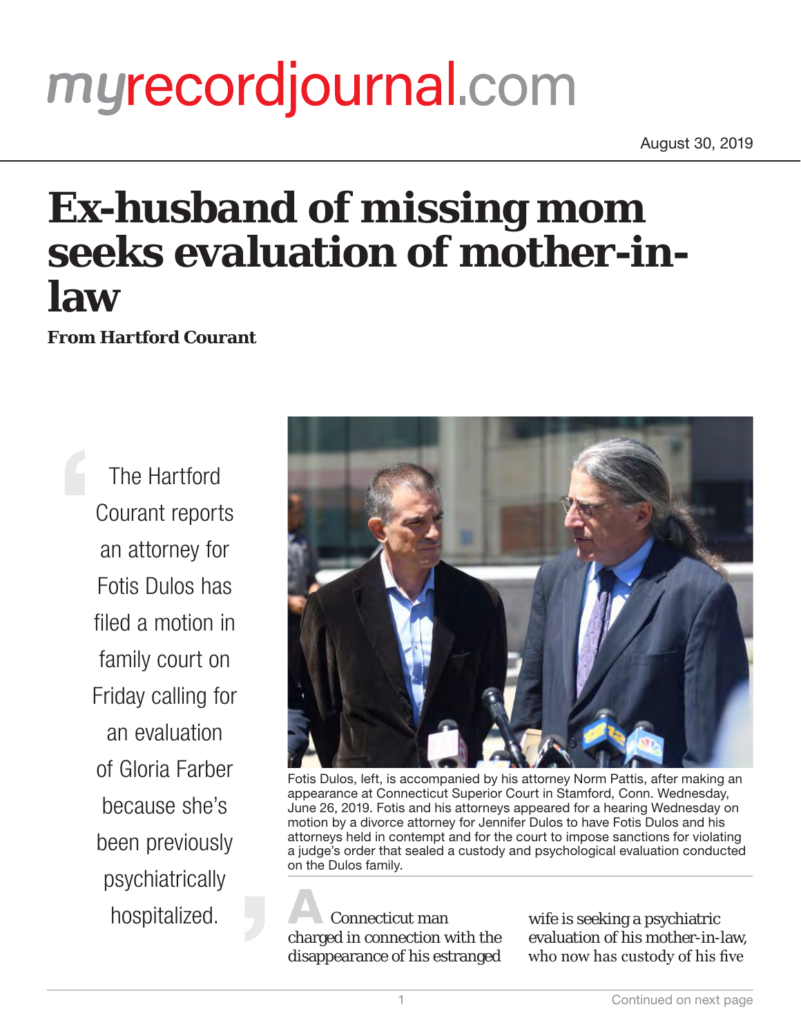myrecordjournal.com

August 30, 2019

# Ex-husband of missing mom seeks evaluation of mother-in-law

**From Hartford Courant**

> The Hartford Courant reports an attorney for Fotis Dulos has filed a motion in family court on Friday calling for an evaluation of Gloria Farber because she's been previously psychiatrically hospitalized.

Fotis Dulos, left, is accompanied by his attorney Norm Pattis, after making an appearance at Connecticut Superior Court in Stamford, Conn. Wednesday, June 26, 2019. Fotis and his attorneys appeared for a hearing Wednesday on motion by a divorce attorney for Jennifer Dulos to have Fotis Dulos and his attorneys held in contempt and for the court to impose sanctions for violating a judge's order that sealed a custody and psychological evaluation conducted on the Dulos family.

A Connecticut man charged in connection with the disappearance of his estranged wife is seeking a psychiatric evaluation of his mother-in-law, who now has custody of his five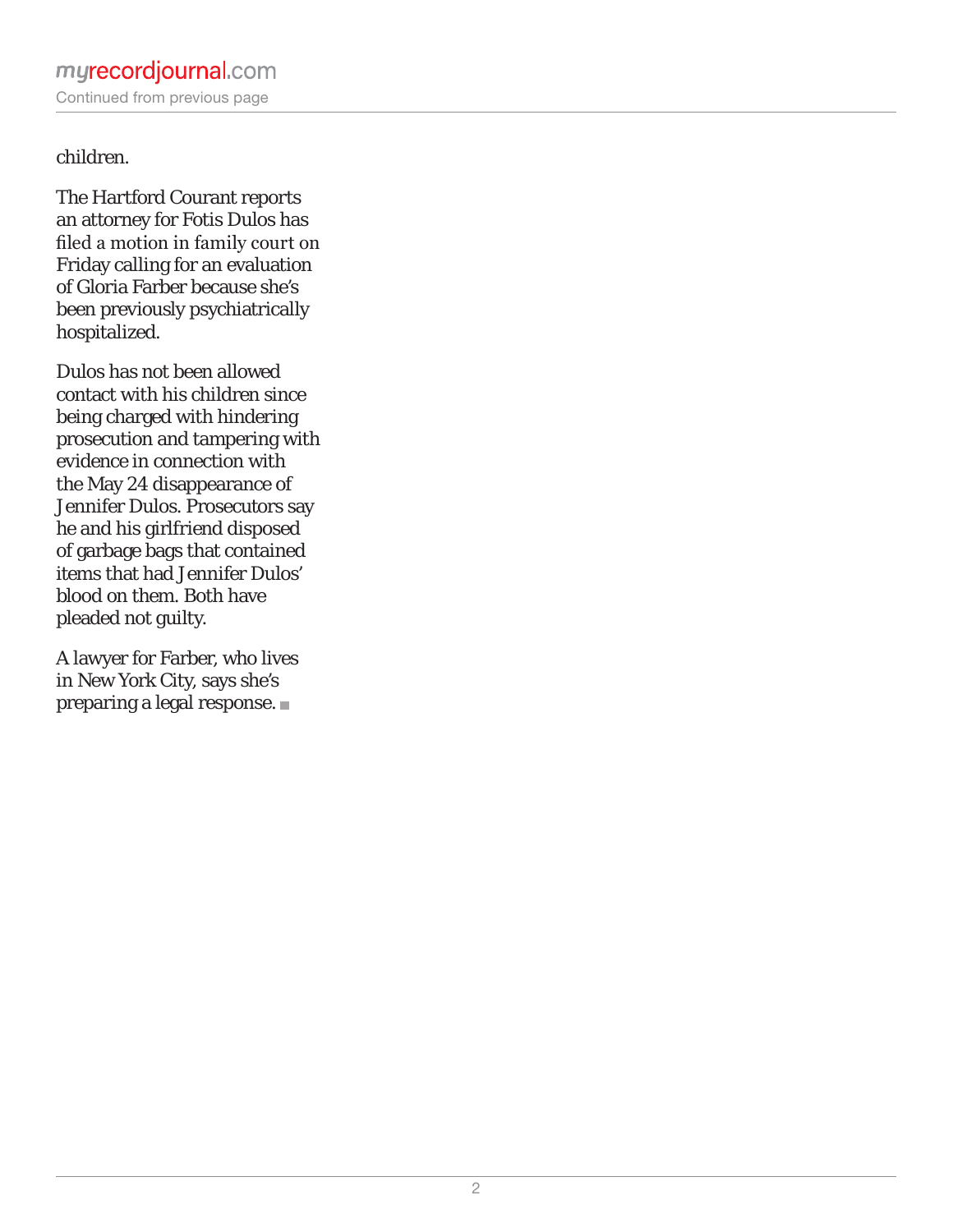children.

The Hartford Courant reports an attorney for Fotis Dulos has filed a motion in family court on Friday calling for an evaluation of Gloria Farber because she's been previously psychiatrically hospitalized.

Dulos has not been allowed contact with his children since being charged with hindering prosecution and tampering with evidence in connection with the May 24 disappearance of Jennifer Dulos. Prosecutors say he and his girlfriend disposed of garbage bags that contained items that had Jennifer Dulos' blood on them. Both have pleaded not guilty.

A lawyer for Farber, who lives in New York City, says she's preparing a legal response. ■